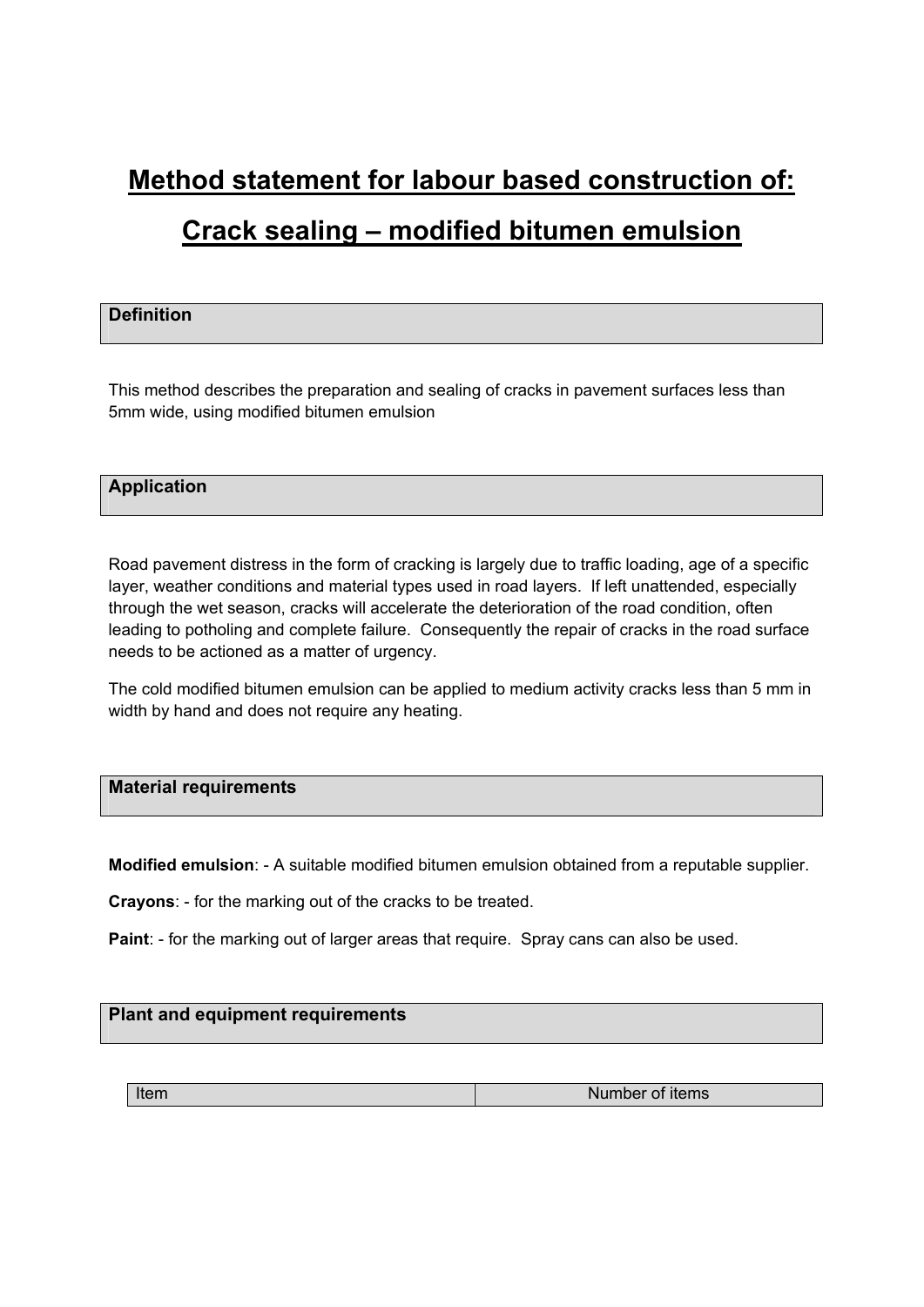# Method statement for labour based construction of:

# Crack sealing – modified bitumen emulsion

## Definition

This method describes the preparation and sealing of cracks in pavement surfaces less than 5mm wide, using modified bitumen emulsion

## Application

Road pavement distress in the form of cracking is largely due to traffic loading, age of a specific layer, weather conditions and material types used in road layers. If left unattended, especially through the wet season, cracks will accelerate the deterioration of the road condition, often leading to potholing and complete failure. Consequently the repair of cracks in the road surface needs to be actioned as a matter of urgency.

The cold modified bitumen emulsion can be applied to medium activity cracks less than 5 mm in width by hand and does not require any heating.

## Material requirements

**Modified emulsion**: - A suitable modified bitumen emulsion obtained from a reputable supplier.

**Crayons**: - for the marking out of the cracks to be treated.

**Paint**: - for the marking out of larger areas that require. Spray cans can also be used.

## Plant and equipment requirements

| Item | Number of items |
| --- | --- |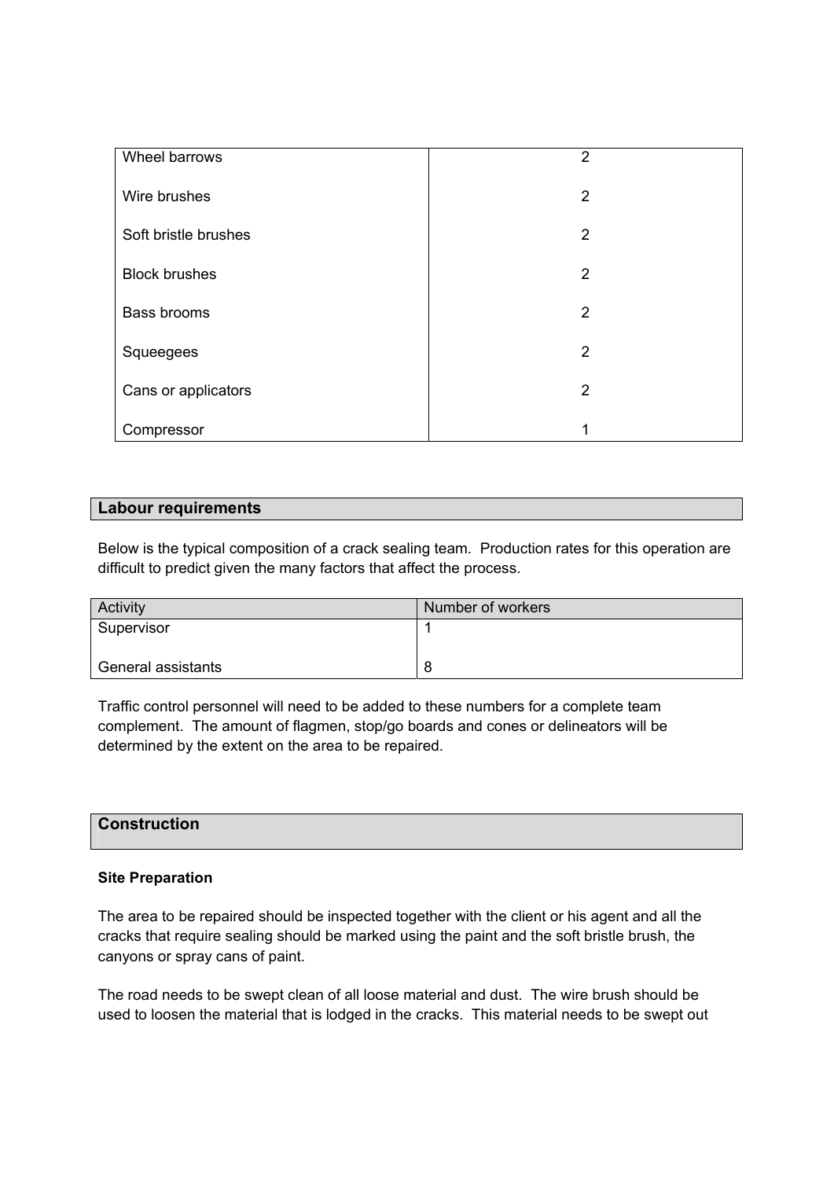| | |
|---|---|
| Wheel barrows | 2 |
| Wire brushes | 2 |
| Soft bristle brushes | 2 |
| Block brushes | 2 |
| Bass brooms | 2 |
| Squeegees | 2 |
| Cans or applicators | 2 |
| Compressor | 1 |

## Labour requirements

Below is the typical composition of a crack sealing team. Production rates for this operation are difficult to predict given the many factors that affect the process.

| Activity | Number of workers |
|---|---|
| Supervisor | 1 |
| General assistants | 8 |

Traffic control personnel will need to be added to these numbers for a complete team complement. The amount of flagmen, stop/go boards and cones or delineators will be determined by the extent on the area to be repaired.

## Construction

### Site Preparation

The area to be repaired should be inspected together with the client or his agent and all the cracks that require sealing should be marked using the paint and the soft bristle brush, the canyons or spray cans of paint.

The road needs to be swept clean of all loose material and dust. The wire brush should be used to loosen the material that is lodged in the cracks. This material needs to be swept out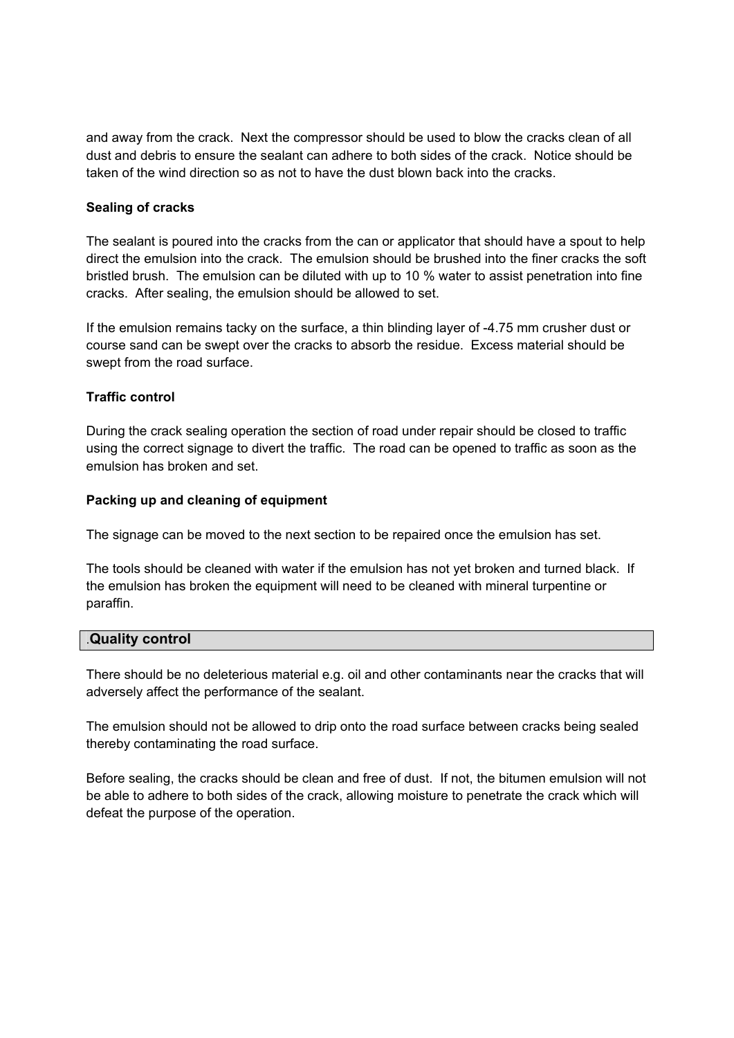and away from the crack. Next the compressor should be used to blow the cracks clean of all dust and debris to ensure the sealant can adhere to both sides of the crack. Notice should be taken of the wind direction so as not to have the dust blown back into the cracks.

**Sealing of cracks**

The sealant is poured into the cracks from the can or applicator that should have a spout to help direct the emulsion into the crack. The emulsion should be brushed into the finer cracks the soft bristled brush. The emulsion can be diluted with up to 10 % water to assist penetration into fine cracks. After sealing, the emulsion should be allowed to set.

If the emulsion remains tacky on the surface, a thin blinding layer of -4.75 mm crusher dust or course sand can be swept over the cracks to absorb the residue. Excess material should be swept from the road surface.

**Traffic control**

During the crack sealing operation the section of road under repair should be closed to traffic using the correct signage to divert the traffic. The road can be opened to traffic as soon as the emulsion has broken and set.

**Packing up and cleaning of equipment**

The signage can be moved to the next section to be repaired once the emulsion has set.

The tools should be cleaned with water if the emulsion has not yet broken and turned black. If the emulsion has broken the equipment will need to be cleaned with mineral turpentine or paraffin.

## .Quality control

There should be no deleterious material e.g. oil and other contaminants near the cracks that will adversely affect the performance of the sealant.

The emulsion should not be allowed to drip onto the road surface between cracks being sealed thereby contaminating the road surface.

Before sealing, the cracks should be clean and free of dust. If not, the bitumen emulsion will not be able to adhere to both sides of the crack, allowing moisture to penetrate the crack which will defeat the purpose of the operation.